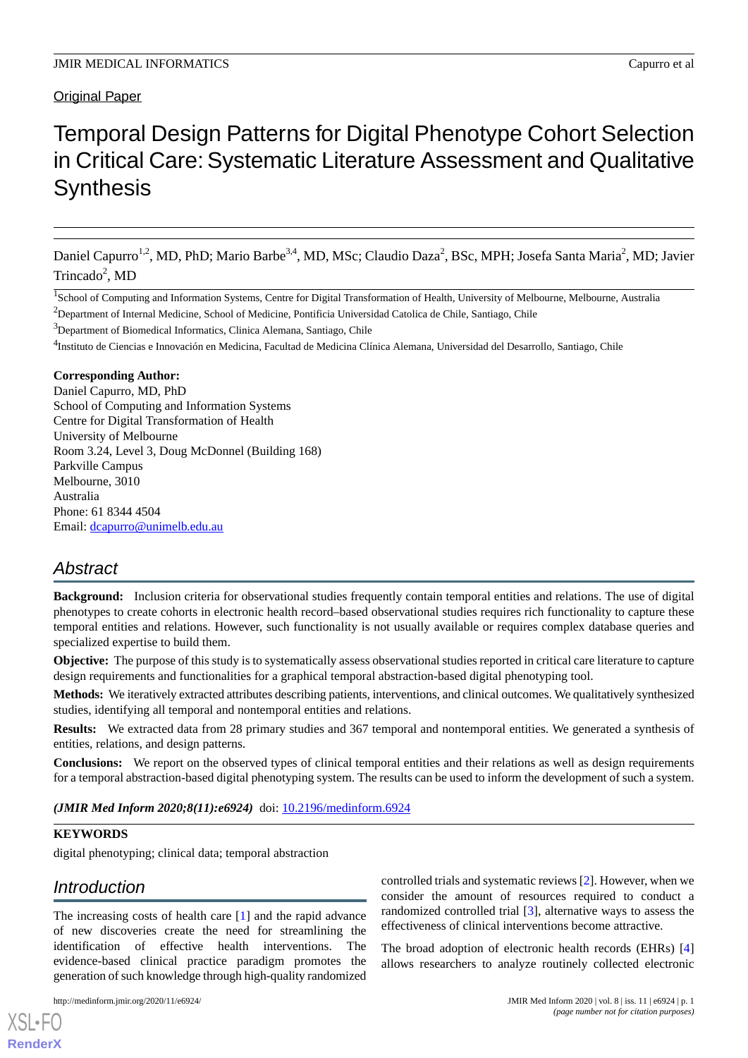Original Paper

# Temporal Design Patterns for Digital Phenotype Cohort Selection in Critical Care: Systematic Literature Assessment and Qualitative Synthesis

Daniel Capurro[1,2], MD, PhD; Mario Barbe[3,4], MD, MSc; Claudio Daza[2], BSc, MPH; Josefa Santa Maria[2], MD; Javier Trincado[2], MD

[1]School of Computing and Information Systems, Centre for Digital Transformation of Health, University of Melbourne, Melbourne, Australia

[2]Department of Internal Medicine, School of Medicine, Pontificia Universidad Catolica de Chile, Santiago, Chile

[3]Department of Biomedical Informatics, Clinica Alemana, Santiago, Chile

[4]Instituto de Ciencias e Innovación en Medicina, Facultad de Medicina Clínica Alemana, Universidad del Desarrollo, Santiago, Chile

**Corresponding Author:**
Daniel Capurro, MD, PhD
School of Computing and Information Systems
Centre for Digital Transformation of Health
University of Melbourne
Room 3.24, Level 3, Doug McDonnel (Building 168)
Parkville Campus
Melbourne, 3010
Australia
Phone: 61 8344 4504
Email: dcapurro@unimelb.edu.au

## Abstract

**Background:** Inclusion criteria for observational studies frequently contain temporal entities and relations. The use of digital phenotypes to create cohorts in electronic health record–based observational studies requires rich functionality to capture these temporal entities and relations. However, such functionality is not usually available or requires complex database queries and specialized expertise to build them.

**Objective:** The purpose of this study is to systematically assess observational studies reported in critical care literature to capture design requirements and functionalities for a graphical temporal abstraction-based digital phenotyping tool.

**Methods:** We iteratively extracted attributes describing patients, interventions, and clinical outcomes. We qualitatively synthesized studies, identifying all temporal and nontemporal entities and relations.

**Results:** We extracted data from 28 primary studies and 367 temporal and nontemporal entities. We generated a synthesis of entities, relations, and design patterns.

**Conclusions:** We report on the observed types of clinical temporal entities and their relations as well as design requirements for a temporal abstraction-based digital phenotyping system. The results can be used to inform the development of such a system.

***(JMIR Med Inform 2020;8(11):e6924)*** doi: 10.2196/medinform.6924

**KEYWORDS**

digital phenotyping; clinical data; temporal abstraction

## Introduction

The increasing costs of health care [1] and the rapid advance of new discoveries create the need for streamlining the identification of effective health interventions. The evidence-based clinical practice paradigm promotes the generation of such knowledge through high-quality randomized controlled trials and systematic reviews [2]. However, when we consider the amount of resources required to conduct a randomized controlled trial [3], alternative ways to assess the effectiveness of clinical interventions become attractive.

The broad adoption of electronic health records (EHRs) [4] allows researchers to analyze routinely collected electronic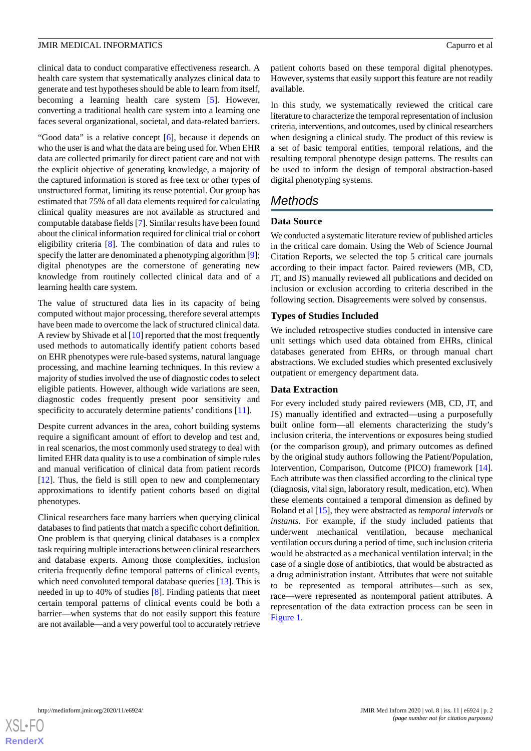clinical data to conduct comparative effectiveness research. A health care system that systematically analyzes clinical data to generate and test hypotheses should be able to learn from itself, becoming a learning health care system [5]. However, converting a traditional health care system into a learning one faces several organizational, societal, and data-related barriers.

"Good data" is a relative concept [6], because it depends on who the user is and what the data are being used for. When EHR data are collected primarily for direct patient care and not with the explicit objective of generating knowledge, a majority of the captured information is stored as free text or other types of unstructured format, limiting its reuse potential. Our group has estimated that 75% of all data elements required for calculating clinical quality measures are not available as structured and computable database fields [7]. Similar results have been found about the clinical information required for clinical trial or cohort eligibility criteria [8]. The combination of data and rules to specify the latter are denominated a phenotyping algorithm [9]; digital phenotypes are the cornerstone of generating new knowledge from routinely collected clinical data and of a learning health care system.

The value of structured data lies in its capacity of being computed without major processing, therefore several attempts have been made to overcome the lack of structured clinical data. A review by Shivade et al [10] reported that the most frequently used methods to automatically identify patient cohorts based on EHR phenotypes were rule-based systems, natural language processing, and machine learning techniques. In this review a majority of studies involved the use of diagnostic codes to select eligible patients. However, although wide variations are seen, diagnostic codes frequently present poor sensitivity and specificity to accurately determine patients' conditions [11].

Despite current advances in the area, cohort building systems require a significant amount of effort to develop and test and, in real scenarios, the most commonly used strategy to deal with limited EHR data quality is to use a combination of simple rules and manual verification of clinical data from patient records [12]. Thus, the field is still open to new and complementary approximations to identify patient cohorts based on digital phenotypes.

Clinical researchers face many barriers when querying clinical databases to find patients that match a specific cohort definition. One problem is that querying clinical databases is a complex task requiring multiple interactions between clinical researchers and database experts. Among those complexities, inclusion criteria frequently define temporal patterns of clinical events, which need convoluted temporal database queries [13]. This is needed in up to 40% of studies [8]. Finding patients that meet certain temporal patterns of clinical events could be both a barrier—when systems that do not easily support this feature are not available—and a very powerful tool to accurately retrieve patient cohorts based on these temporal digital phenotypes. However, systems that easily support this feature are not readily available.

In this study, we systematically reviewed the critical care literature to characterize the temporal representation of inclusion criteria, interventions, and outcomes, used by clinical researchers when designing a clinical study. The product of this review is a set of basic temporal entities, temporal relations, and the resulting temporal phenotype design patterns. The results can be used to inform the design of temporal abstraction-based digital phenotyping systems.

# Methods

## Data Source

We conducted a systematic literature review of published articles in the critical care domain. Using the Web of Science Journal Citation Reports, we selected the top 5 critical care journals according to their impact factor. Paired reviewers (MB, CD, JT, and JS) manually reviewed all publications and decided on inclusion or exclusion according to criteria described in the following section. Disagreements were solved by consensus.

## Types of Studies Included

We included retrospective studies conducted in intensive care unit settings which used data obtained from EHRs, clinical databases generated from EHRs, or through manual chart abstractions. We excluded studies which presented exclusively outpatient or emergency department data.

## Data Extraction

For every included study paired reviewers (MB, CD, JT, and JS) manually identified and extracted—using a purposefully built online form—all elements characterizing the study's inclusion criteria, the interventions or exposures being studied (or the comparison group), and primary outcomes as defined by the original study authors following the Patient/Population, Intervention, Comparison, Outcome (PICO) framework [14]. Each attribute was then classified according to the clinical type (diagnosis, vital sign, laboratory result, medication, etc). When these elements contained a temporal dimension as defined by Boland et al [15], they were abstracted as *temporal intervals* or *instants*. For example, if the study included patients that underwent mechanical ventilation, because mechanical ventilation occurs during a period of time, such inclusion criteria would be abstracted as a mechanical ventilation interval; in the case of a single dose of antibiotics, that would be abstracted as a drug administration instant. Attributes that were not suitable to be represented as temporal attributes—such as sex, race—were represented as nontemporal patient attributes. A representation of the data extraction process can be seen in Figure 1.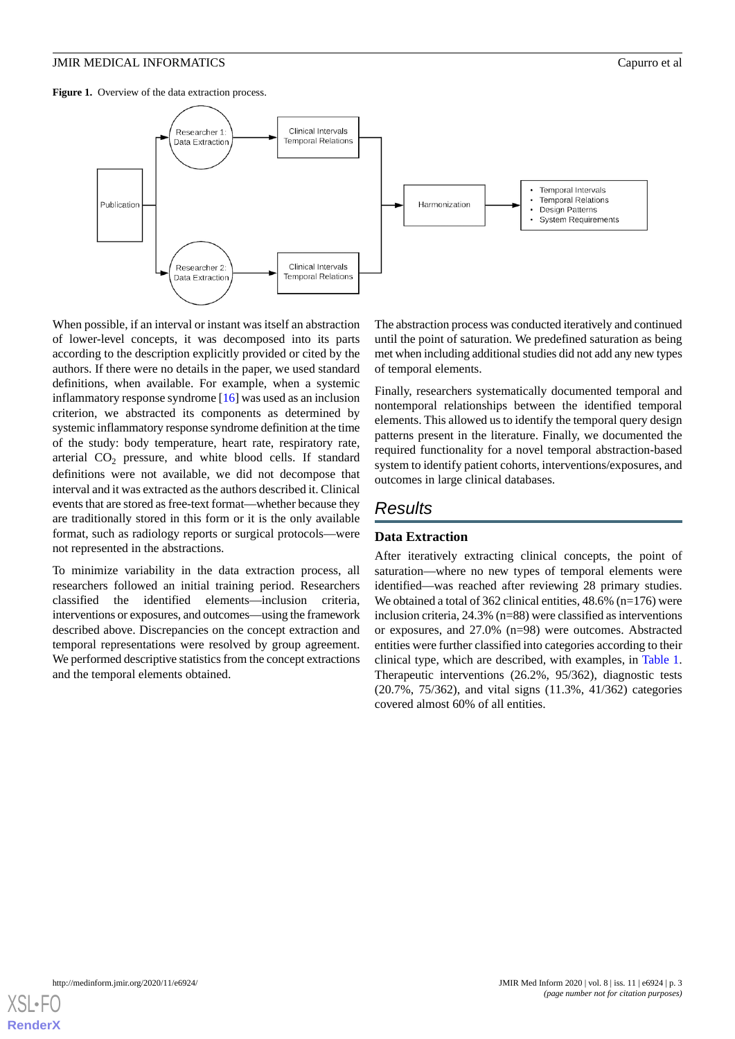**Figure 1.** Overview of the data extraction process.

When possible, if an interval or instant was itself an abstraction of lower-level concepts, it was decomposed into its parts according to the description explicitly provided or cited by the authors. If there were no details in the paper, we used standard definitions, when available. For example, when a systemic inflammatory response syndrome [16] was used as an inclusion criterion, we abstracted its components as determined by systemic inflammatory response syndrome definition at the time of the study: body temperature, heart rate, respiratory rate, arterial $CO_2$ pressure, and white blood cells. If standard definitions were not available, we did not decompose that interval and it was extracted as the authors described it. Clinical events that are stored as free-text format—whether because they are traditionally stored in this form or it is the only available format, such as radiology reports or surgical protocols—were not represented in the abstractions.

To minimize variability in the data extraction process, all researchers followed an initial training period. Researchers classified the identified elements—inclusion criteria, interventions or exposures, and outcomes—using the framework described above. Discrepancies on the concept extraction and temporal representations were resolved by group agreement. We performed descriptive statistics from the concept extractions and the temporal elements obtained.

The abstraction process was conducted iteratively and continued until the point of saturation. We predefined saturation as being met when including additional studies did not add any new types of temporal elements.

Finally, researchers systematically documented temporal and nontemporal relationships between the identified temporal elements. This allowed us to identify the temporal query design patterns present in the literature. Finally, we documented the required functionality for a novel temporal abstraction-based system to identify patient cohorts, interventions/exposures, and outcomes in large clinical databases.

## Results

### Data Extraction

After iteratively extracting clinical concepts, the point of saturation—where no new types of temporal elements were identified—was reached after reviewing 28 primary studies. We obtained a total of 362 clinical entities, 48.6% (n=176) were inclusion criteria, 24.3% (n=88) were classified as interventions or exposures, and 27.0% (n=98) were outcomes. Abstracted entities were further classified into categories according to their clinical type, which are described, with examples, in Table 1. Therapeutic interventions (26.2%, 95/362), diagnostic tests (20.7%, 75/362), and vital signs (11.3%, 41/362) categories covered almost 60% of all entities.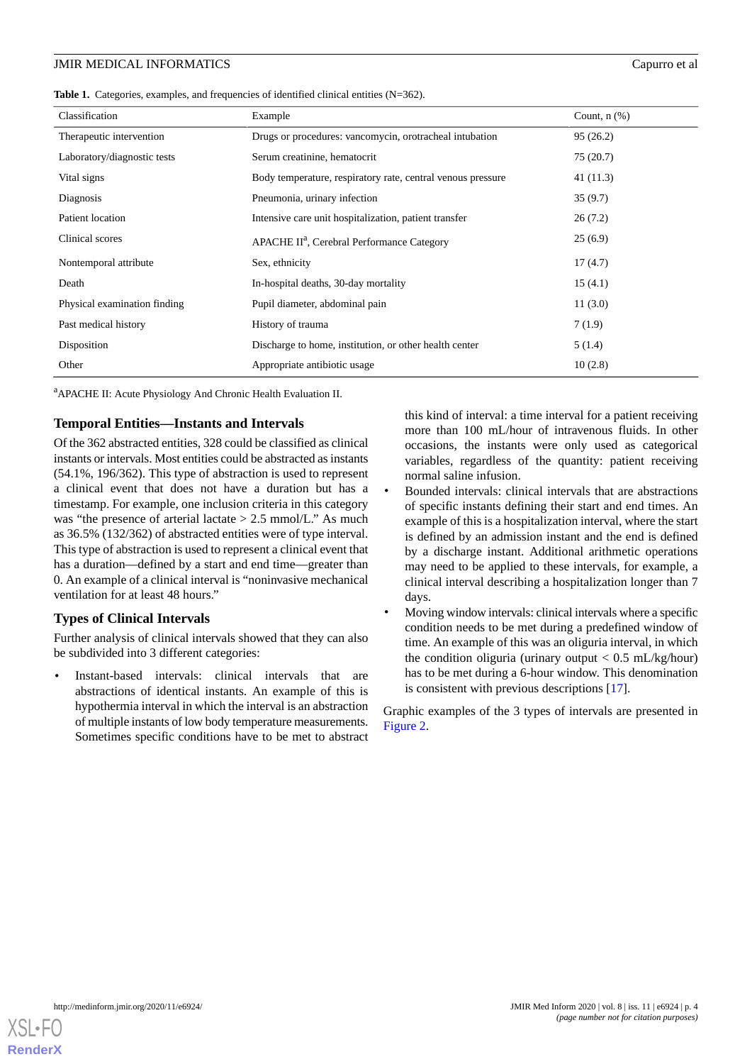**Table 1.** Categories, examples, and frequencies of identified clinical entities (N=362).

| Classification | Example | Count, n (%) |
| --- | --- | --- |
| Therapeutic intervention | Drugs or procedures: vancomycin, orotracheal intubation | 95 (26.2) |
| Laboratory/diagnostic tests | Serum creatinine, hematocrit | 75 (20.7) |
| Vital signs | Body temperature, respiratory rate, central venous pressure | 41 (11.3) |
| Diagnosis | Pneumonia, urinary infection | 35 (9.7) |
| Patient location | Intensive care unit hospitalization, patient transfer | 26 (7.2) |
| Clinical scores | APACHE II[a], Cerebral Performance Category | 25 (6.9) |
| Nontemporal attribute | Sex, ethnicity | 17 (4.7) |
| Death | In-hospital deaths, 30-day mortality | 15 (4.1) |
| Physical examination finding | Pupil diameter, abdominal pain | 11 (3.0) |
| Past medical history | History of trauma | 7 (1.9) |
| Disposition | Discharge to home, institution, or other health center | 5 (1.4) |
| Other | Appropriate antibiotic usage | 10 (2.8) |

[a]APACHE II: Acute Physiology And Chronic Health Evaluation II.

### Temporal Entities—Instants and Intervals

Of the 362 abstracted entities, 328 could be classified as clinical instants or intervals. Most entities could be abstracted as instants (54.1%, 196/362). This type of abstraction is used to represent a clinical event that does not have a duration but has a timestamp. For example, one inclusion criteria in this category was "the presence of arterial lactate > 2.5 mmol/L." As much as 36.5% (132/362) of abstracted entities were of type interval. This type of abstraction is used to represent a clinical event that has a duration—defined by a start and end time—greater than 0. An example of a clinical interval is "noninvasive mechanical ventilation for at least 48 hours."

### Types of Clinical Intervals

Further analysis of clinical intervals showed that they can also be subdivided into 3 different categories:

- Instant-based intervals: clinical intervals that are abstractions of identical instants. An example of this is hypothermia interval in which the interval is an abstraction of multiple instants of low body temperature measurements. Sometimes specific conditions have to be met to abstract this kind of interval: a time interval for a patient receiving more than 100 mL/hour of intravenous fluids. In other occasions, the instants were only used as categorical variables, regardless of the quantity: patient receiving normal saline infusion.
- Bounded intervals: clinical intervals that are abstractions of specific instants defining their start and end times. An example of this is a hospitalization interval, where the start is defined by an admission instant and the end is defined by a discharge instant. Additional arithmetic operations may need to be applied to these intervals, for example, a clinical interval describing a hospitalization longer than 7 days.
- Moving window intervals: clinical intervals where a specific condition needs to be met during a predefined window of time. An example of this was an oliguria interval, in which the condition oliguria (urinary output < 0.5 mL/kg/hour) has to be met during a 6-hour window. This denomination is consistent with previous descriptions [17].

Graphic examples of the 3 types of intervals are presented in Figure 2.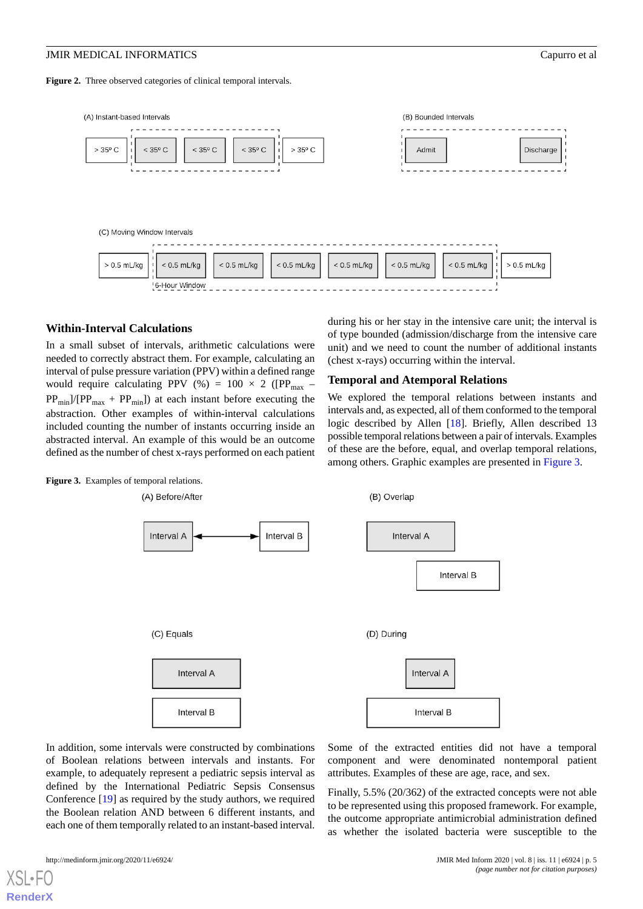**Figure 2.** Three observed categories of clinical temporal intervals.

**Figure 3.** Examples of temporal relations.

### Within-Interval Calculations

In a small subset of intervals, arithmetic calculations were needed to correctly abstract them. For example, calculating an interval of pulse pressure variation (PPV) within a defined range would require calculating PPV (%) = $100 \times 2 ([PP_{max} - PP_{min}]/[PP_{max} + PP_{min}])$ at each instant before executing the abstraction. Other examples of within-interval calculations included counting the number of instants occurring inside an abstracted interval. An example of this would be an outcome defined as the number of chest x-rays performed on each patient during his or her stay in the intensive care unit; the interval is of type bounded (admission/discharge from the intensive care unit) and we need to count the number of additional instants (chest x-rays) occurring within the interval.

### Temporal and Atemporal Relations

We explored the temporal relations between instants and intervals and, as expected, all of them conformed to the temporal logic described by Allen [18]. Briefly, Allen described 13 possible temporal relations between a pair of intervals. Examples of these are the before, equal, and overlap temporal relations, among others. Graphic examples are presented in Figure 3.

In addition, some intervals were constructed by combinations of Boolean relations between intervals and instants. For example, to adequately represent a pediatric sepsis interval as defined by the International Pediatric Sepsis Consensus Conference [19] as required by the study authors, we required the Boolean relation AND between 6 different instants, and each one of them temporally related to an instant-based interval.

Some of the extracted entities did not have a temporal component and were denominated nontemporal patient attributes. Examples of these are age, race, and sex.

Finally, 5.5% (20/362) of the extracted concepts were not able to be represented using this proposed framework. For example, the outcome appropriate antimicrobial administration defined as whether the isolated bacteria were susceptible to the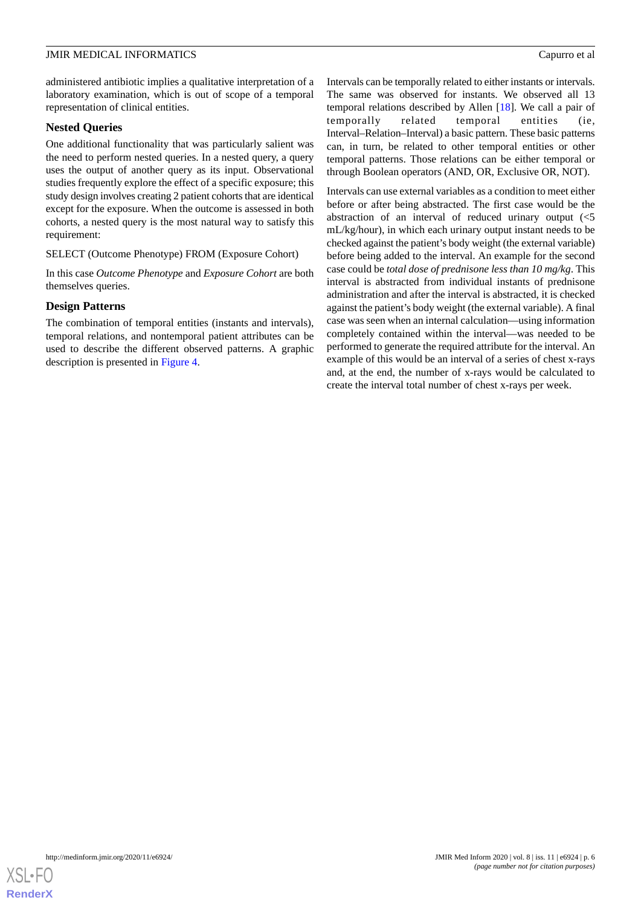administered antibiotic implies a qualitative interpretation of a laboratory examination, which is out of scope of a temporal representation of clinical entities.

### Nested Queries

One additional functionality that was particularly salient was the need to perform nested queries. In a nested query, a query uses the output of another query as its input. Observational studies frequently explore the effect of a specific exposure; this study design involves creating 2 patient cohorts that are identical except for the exposure. When the outcome is assessed in both cohorts, a nested query is the most natural way to satisfy this requirement:

SELECT (Outcome Phenotype) FROM (Exposure Cohort)

In this case *Outcome Phenotype* and *Exposure Cohort* are both themselves queries.

### Design Patterns

The combination of temporal entities (instants and intervals), temporal relations, and nontemporal patient attributes can be used to describe the different observed patterns. A graphic description is presented in Figure 4.

Intervals can be temporally related to either instants or intervals. The same was observed for instants. We observed all 13 temporal relations described by Allen [18]. We call a pair of temporally related temporal entities (ie, Interval–Relation–Interval) a basic pattern. These basic patterns can, in turn, be related to other temporal entities or other temporal patterns. Those relations can be either temporal or through Boolean operators (AND, OR, Exclusive OR, NOT).

Intervals can use external variables as a condition to meet either before or after being abstracted. The first case would be the abstraction of an interval of reduced urinary output (<5 mL/kg/hour), in which each urinary output instant needs to be checked against the patient's body weight (the external variable) before being added to the interval. An example for the second case could be *total dose of prednisone less than 10 mg/kg*. This interval is abstracted from individual instants of prednisone administration and after the interval is abstracted, it is checked against the patient's body weight (the external variable). A final case was seen when an internal calculation—using information completely contained within the interval—was needed to be performed to generate the required attribute for the interval. An example of this would be an interval of a series of chest x-rays and, at the end, the number of x-rays would be calculated to create the interval total number of chest x-rays per week.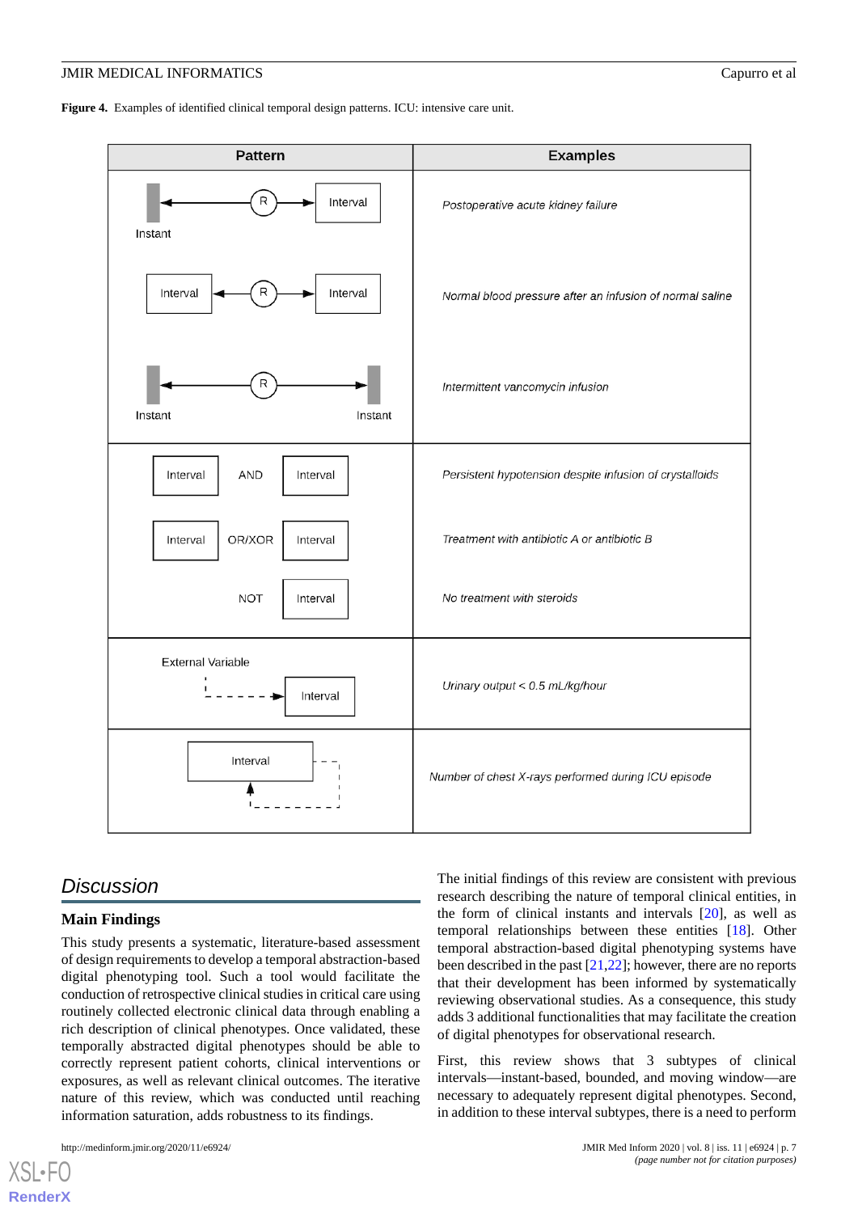**Figure 4.** Examples of identified clinical temporal design patterns. ICU: intensive care unit.

| Pattern | Examples |
|---|---|
| Instant ←(R)→ Interval | *Postoperative acute kidney failure* |
| Interval ←(R)→ Interval | *Normal blood pressure after an infusion of normal saline* |
| Instant ←(R)→ Instant | *Intermittent vancomycin infusion* |
| Interval AND Interval | *Persistent hypotension despite infusion of crystalloids* |
| Interval OR/XOR Interval | *Treatment with antibiotic A or antibiotic B* |
| NOT Interval | *No treatment with steroids* |
| External Variable → Interval | *Urinary output < 0.5 mL/kg/hour* |
| Interval (self-referencing loop) | *Number of chest X-rays performed during ICU episode* |

## Discussion

### Main Findings

This study presents a systematic, literature-based assessment of design requirements to develop a temporal abstraction-based digital phenotyping tool. Such a tool would facilitate the conduction of retrospective clinical studies in critical care using routinely collected electronic clinical data through enabling a rich description of clinical phenotypes. Once validated, these temporally abstracted digital phenotypes should be able to correctly represent patient cohorts, clinical interventions or exposures, as well as relevant clinical outcomes. The iterative nature of this review, which was conducted until reaching information saturation, adds robustness to its findings.

The initial findings of this review are consistent with previous research describing the nature of temporal clinical entities, in the form of clinical instants and intervals [20], as well as temporal relationships between these entities [18]. Other temporal abstraction-based digital phenotyping systems have been described in the past [21,22]; however, there are no reports that their development has been informed by systematically reviewing observational studies. As a consequence, this study adds 3 additional functionalities that may facilitate the creation of digital phenotypes for observational research.

First, this review shows that 3 subtypes of clinical intervals—instant-based, bounded, and moving window—are necessary to adequately represent digital phenotypes. Second, in addition to these interval subtypes, there is a need to perform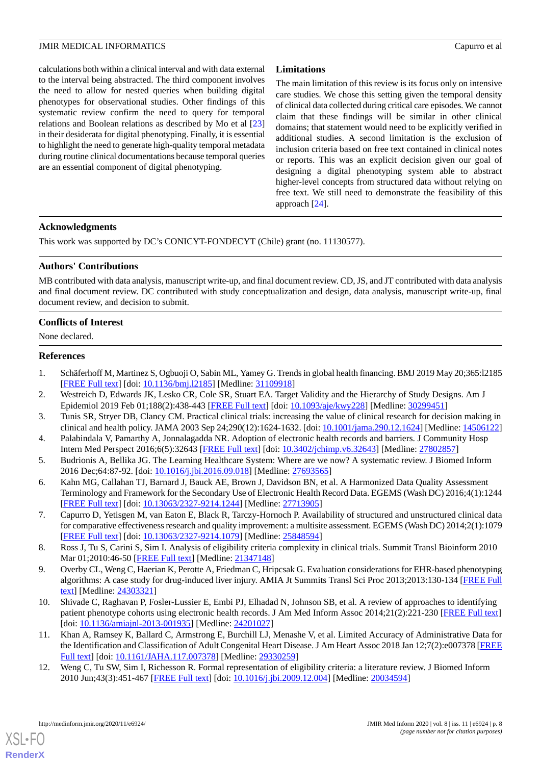calculations both within a clinical interval and with data external to the interval being abstracted. The third component involves the need to allow for nested queries when building digital phenotypes for observational studies. Other findings of this systematic review confirm the need to query for temporal relations and Boolean relations as described by Mo et al [23] in their desiderata for digital phenotyping. Finally, it is essential to highlight the need to generate high-quality temporal metadata during routine clinical documentations because temporal queries are an essential component of digital phenotyping.

### Limitations

The main limitation of this review is its focus only on intensive care studies. We chose this setting given the temporal density of clinical data collected during critical care episodes. We cannot claim that these findings will be similar in other clinical domains; that statement would need to be explicitly verified in additional studies. A second limitation is the exclusion of inclusion criteria based on free text contained in clinical notes or reports. This was an explicit decision given our goal of designing a digital phenotyping system able to abstract higher-level concepts from structured data without relying on free text. We still need to demonstrate the feasibility of this approach [24].

## Acknowledgments

This work was supported by DC's CONICYT-FONDECYT (Chile) grant (no. 11130577).

## Authors' Contributions

MB contributed with data analysis, manuscript write-up, and final document review. CD, JS, and JT contributed with data analysis and final document review. DC contributed with study conceptualization and design, data analysis, manuscript write-up, final document review, and decision to submit.

## Conflicts of Interest

None declared.

## References

1. Schäferhoff M, Martinez S, Ogbuoji O, Sabin ML, Yamey G. Trends in global health financing. BMJ 2019 May 20;365:l2185 [FREE Full text] [doi: 10.1136/bmj.l2185] [Medline: 31109918]
2. Westreich D, Edwards JK, Lesko CR, Cole SR, Stuart EA. Target Validity and the Hierarchy of Study Designs. Am J Epidemiol 2019 Feb 01;188(2):438-443 [FREE Full text] [doi: 10.1093/aje/kwy228] [Medline: 30299451]
3. Tunis SR, Stryer DB, Clancy CM. Practical clinical trials: increasing the value of clinical research for decision making in clinical and health policy. JAMA 2003 Sep 24;290(12):1624-1632. [doi: 10.1001/jama.290.12.1624] [Medline: 14506122]
4. Palabindala V, Pamarthy A, Jonnalagadda NR. Adoption of electronic health records and barriers. J Community Hosp Intern Med Perspect 2016;6(5):32643 [FREE Full text] [doi: 10.3402/jchimp.v6.32643] [Medline: 27802857]
5. Budrionis A, Bellika JG. The Learning Healthcare System: Where are we now? A systematic review. J Biomed Inform 2016 Dec;64:87-92. [doi: 10.1016/j.jbi.2016.09.018] [Medline: 27693565]
6. Kahn MG, Callahan TJ, Barnard J, Bauck AE, Brown J, Davidson BN, et al. A Harmonized Data Quality Assessment Terminology and Framework for the Secondary Use of Electronic Health Record Data. EGEMS (Wash DC) 2016;4(1):1244 [FREE Full text] [doi: 10.13063/2327-9214.1244] [Medline: 27713905]
7. Capurro D, Yetisgen M, van Eaton E, Black R, Tarczy-Hornoch P. Availability of structured and unstructured clinical data for comparative effectiveness research and quality improvement: a multisite assessment. EGEMS (Wash DC) 2014;2(1):1079 [FREE Full text] [doi: 10.13063/2327-9214.1079] [Medline: 25848594]
8. Ross J, Tu S, Carini S, Sim I. Analysis of eligibility criteria complexity in clinical trials. Summit Transl Bioinform 2010 Mar 01;2010:46-50 [FREE Full text] [Medline: 21347148]
9. Overby CL, Weng C, Haerian K, Perotte A, Friedman C, Hripcsak G. Evaluation considerations for EHR-based phenotyping algorithms: A case study for drug-induced liver injury. AMIA Jt Summits Transl Sci Proc 2013;2013:130-134 [FREE Full text] [Medline: 24303321]
10. Shivade C, Raghavan P, Fosler-Lussier E, Embi PJ, Elhadad N, Johnson SB, et al. A review of approaches to identifying patient phenotype cohorts using electronic health records. J Am Med Inform Assoc 2014;21(2):221-230 [FREE Full text] [doi: 10.1136/amiajnl-2013-001935] [Medline: 24201027]
11. Khan A, Ramsey K, Ballard C, Armstrong E, Burchill LJ, Menashe V, et al. Limited Accuracy of Administrative Data for the Identification and Classification of Adult Congenital Heart Disease. J Am Heart Assoc 2018 Jan 12;7(2):e007378 [FREE Full text] [doi: 10.1161/JAHA.117.007378] [Medline: 29330259]
12. Weng C, Tu SW, Sim I, Richesson R. Formal representation of eligibility criteria: a literature review. J Biomed Inform 2010 Jun;43(3):451-467 [FREE Full text] [doi: 10.1016/j.jbi.2009.12.004] [Medline: 20034594]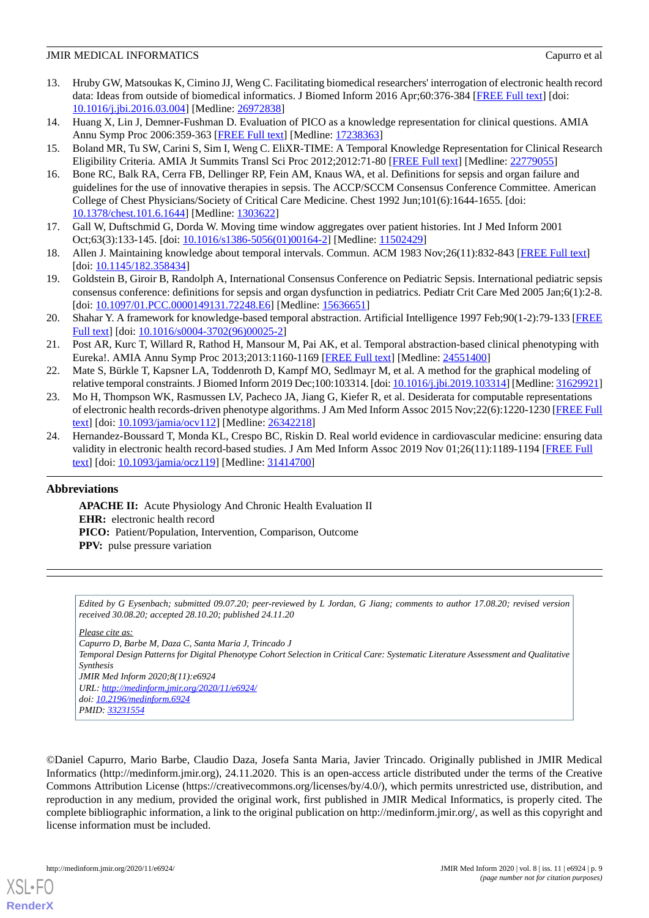13. Hruby GW, Matsoukas K, Cimino JJ, Weng C. Facilitating biomedical researchers' interrogation of electronic health record data: Ideas from outside of biomedical informatics. J Biomed Inform 2016 Apr;60:376-384 [FREE Full text] [doi: 10.1016/j.jbi.2016.03.004] [Medline: 26972838]
14. Huang X, Lin J, Demner-Fushman D. Evaluation of PICO as a knowledge representation for clinical questions. AMIA Annu Symp Proc 2006:359-363 [FREE Full text] [Medline: 17238363]
15. Boland MR, Tu SW, Carini S, Sim I, Weng C. EliXR-TIME: A Temporal Knowledge Representation for Clinical Research Eligibility Criteria. AMIA Jt Summits Transl Sci Proc 2012;2012:71-80 [FREE Full text] [Medline: 22779055]
16. Bone RC, Balk RA, Cerra FB, Dellinger RP, Fein AM, Knaus WA, et al. Definitions for sepsis and organ failure and guidelines for the use of innovative therapies in sepsis. The ACCP/SCCM Consensus Conference Committee. American College of Chest Physicians/Society of Critical Care Medicine. Chest 1992 Jun;101(6):1644-1655. [doi: 10.1378/chest.101.6.1644] [Medline: 1303622]
17. Gall W, Duftschmid G, Dorda W. Moving time window aggregates over patient histories. Int J Med Inform 2001 Oct;63(3):133-145. [doi: 10.1016/s1386-5056(01)00164-2] [Medline: 11502429]
18. Allen J. Maintaining knowledge about temporal intervals. Commun. ACM 1983 Nov;26(11):832-843 [FREE Full text] [doi: 10.1145/182.358434]
19. Goldstein B, Giroir B, Randolph A, International Consensus Conference on Pediatric Sepsis. International pediatric sepsis consensus conference: definitions for sepsis and organ dysfunction in pediatrics. Pediatr Crit Care Med 2005 Jan;6(1):2-8. [doi: 10.1097/01.PCC.0000149131.72248.E6] [Medline: 15636651]
20. Shahar Y. A framework for knowledge-based temporal abstraction. Artificial Intelligence 1997 Feb;90(1-2):79-133 [FREE Full text] [doi: 10.1016/s0004-3702(96)00025-2]
21. Post AR, Kurc T, Willard R, Rathod H, Mansour M, Pai AK, et al. Temporal abstraction-based clinical phenotyping with Eureka!. AMIA Annu Symp Proc 2013;2013:1160-1169 [FREE Full text] [Medline: 24551400]
22. Mate S, Bürkle T, Kapsner LA, Toddenroth D, Kampf MO, Sedlmayr M, et al. A method for the graphical modeling of relative temporal constraints. J Biomed Inform 2019 Dec;100:103314. [doi: 10.1016/j.jbi.2019.103314] [Medline: 31629921]
23. Mo H, Thompson WK, Rasmussen LV, Pacheco JA, Jiang G, Kiefer R, et al. Desiderata for computable representations of electronic health records-driven phenotype algorithms. J Am Med Inform Assoc 2015 Nov;22(6):1220-1230 [FREE Full text] [doi: 10.1093/jamia/ocv112] [Medline: 26342218]
24. Hernandez-Boussard T, Monda KL, Crespo BC, Riskin D. Real world evidence in cardiovascular medicine: ensuring data validity in electronic health record-based studies. J Am Med Inform Assoc 2019 Nov 01;26(11):1189-1194 [FREE Full text] [doi: 10.1093/jamia/ocz119] [Medline: 31414700]

## Abbreviations

**APACHE II:** Acute Physiology And Chronic Health Evaluation II
**EHR:** electronic health record
**PICO:** Patient/Population, Intervention, Comparison, Outcome
**PPV:** pulse pressure variation

*Edited by G Eysenbach; submitted 09.07.20; peer-reviewed by L Jordan, G Jiang; comments to author 17.08.20; revised version received 30.08.20; accepted 28.10.20; published 24.11.20*

*Please cite as:*
*Capurro D, Barbe M, Daza C, Santa Maria J, Trincado J*
*Temporal Design Patterns for Digital Phenotype Cohort Selection in Critical Care: Systematic Literature Assessment and Qualitative Synthesis*
*JMIR Med Inform 2020;8(11):e6924*
*URL: http://medinform.jmir.org/2020/11/e6924/*
*doi: 10.2196/medinform.6924*
*PMID: 33231554*

©Daniel Capurro, Mario Barbe, Claudio Daza, Josefa Santa Maria, Javier Trincado. Originally published in JMIR Medical Informatics (http://medinform.jmir.org), 24.11.2020. This is an open-access article distributed under the terms of the Creative Commons Attribution License (https://creativecommons.org/licenses/by/4.0/), which permits unrestricted use, distribution, and reproduction in any medium, provided the original work, first published in JMIR Medical Informatics, is properly cited. The complete bibliographic information, a link to the original publication on http://medinform.jmir.org/, as well as this copyright and license information must be included.